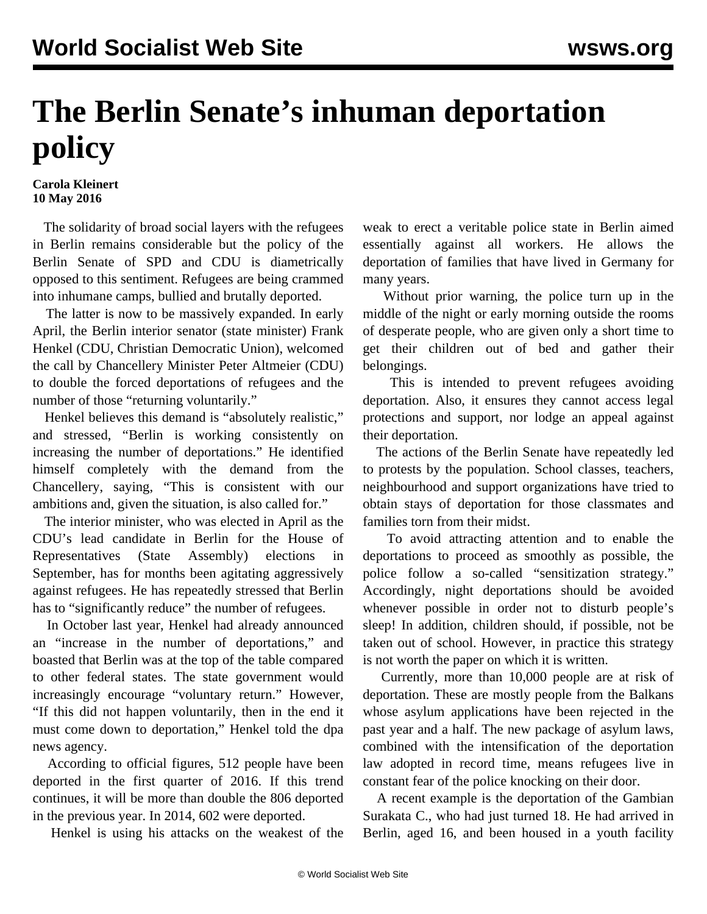# The Berlin Senate's inhuman deportation policy

**Carola Kleinert**
**10 May 2016**

The solidarity of broad social layers with the refugees in Berlin remains considerable but the policy of the Berlin Senate of SPD and CDU is diametrically opposed to this sentiment. Refugees are being crammed into inhumane camps, bullied and brutally deported.

The latter is now to be massively expanded. In early April, the Berlin interior senator (state minister) Frank Henkel (CDU, Christian Democratic Union), welcomed the call by Chancellery Minister Peter Altmeier (CDU) to double the forced deportations of refugees and the number of those "returning voluntarily."

Henkel believes this demand is "absolutely realistic," and stressed, "Berlin is working consistently on increasing the number of deportations." He identified himself completely with the demand from the Chancellery, saying, "This is consistent with our ambitions and, given the situation, is also called for."

The interior minister, who was elected in April as the CDU's lead candidate in Berlin for the House of Representatives (State Assembly) elections in September, has for months been agitating aggressively against refugees. He has repeatedly stressed that Berlin has to "significantly reduce" the number of refugees.

In October last year, Henkel had already announced an "increase in the number of deportations," and boasted that Berlin was at the top of the table compared to other federal states. The state government would increasingly encourage "voluntary return." However, "If this did not happen voluntarily, then in the end it must come down to deportation," Henkel told the dpa news agency.

According to official figures, 512 people have been deported in the first quarter of 2016. If this trend continues, it will be more than double the 806 deported in the previous year. In 2014, 602 were deported.

Henkel is using his attacks on the weakest of the weak to erect a veritable police state in Berlin aimed essentially against all workers. He allows the deportation of families that have lived in Germany for many years.

Without prior warning, the police turn up in the middle of the night or early morning outside the rooms of desperate people, who are given only a short time to get their children out of bed and gather their belongings.

This is intended to prevent refugees avoiding deportation. Also, it ensures they cannot access legal protections and support, nor lodge an appeal against their deportation.

The actions of the Berlin Senate have repeatedly led to protests by the population. School classes, teachers, neighbourhood and support organizations have tried to obtain stays of deportation for those classmates and families torn from their midst.

To avoid attracting attention and to enable the deportations to proceed as smoothly as possible, the police follow a so-called "sensitization strategy." Accordingly, night deportations should be avoided whenever possible in order not to disturb people's sleep! In addition, children should, if possible, not be taken out of school. However, in practice this strategy is not worth the paper on which it is written.

Currently, more than 10,000 people are at risk of deportation. These are mostly people from the Balkans whose asylum applications have been rejected in the past year and a half. The new package of asylum laws, combined with the intensification of the deportation law adopted in record time, means refugees live in constant fear of the police knocking on their door.

A recent example is the deportation of the Gambian Surakata C., who had just turned 18. He had arrived in Berlin, aged 16, and been housed in a youth facility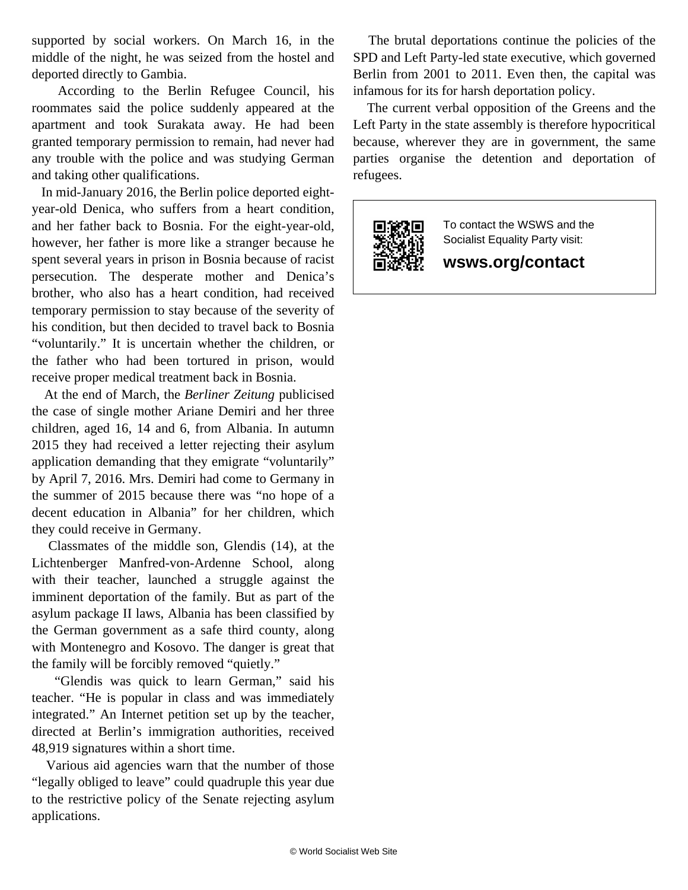supported by social workers. On March 16, in the middle of the night, he was seized from the hostel and deported directly to Gambia.

According to the Berlin Refugee Council, his roommates said the police suddenly appeared at the apartment and took Surakata away. He had been granted temporary permission to remain, had never had any trouble with the police and was studying German and taking other qualifications.

In mid-January 2016, the Berlin police deported eight-year-old Denica, who suffers from a heart condition, and her father back to Bosnia. For the eight-year-old, however, her father is more like a stranger because he spent several years in prison in Bosnia because of racist persecution. The desperate mother and Denica's brother, who also has a heart condition, had received temporary permission to stay because of the severity of his condition, but then decided to travel back to Bosnia "voluntarily." It is uncertain whether the children, or the father who had been tortured in prison, would receive proper medical treatment back in Bosnia.

At the end of March, the *Berliner Zeitung* publicised the case of single mother Ariane Demiri and her three children, aged 16, 14 and 6, from Albania. In autumn 2015 they had received a letter rejecting their asylum application demanding that they emigrate "voluntarily" by April 7, 2016. Mrs. Demiri had come to Germany in the summer of 2015 because there was "no hope of a decent education in Albania" for her children, which they could receive in Germany.

Classmates of the middle son, Glendis (14), at the Lichtenberger Manfred-von-Ardenne School, along with their teacher, launched a struggle against the imminent deportation of the family. But as part of the asylum package II laws, Albania has been classified by the German government as a safe third county, along with Montenegro and Kosovo. The danger is great that the family will be forcibly removed "quietly."

"Glendis was quick to learn German," said his teacher. "He is popular in class and was immediately integrated." An Internet petition set up by the teacher, directed at Berlin's immigration authorities, received 48,919 signatures within a short time.

Various aid agencies warn that the number of those "legally obliged to leave" could quadruple this year due to the restrictive policy of the Senate rejecting asylum applications.

The brutal deportations continue the policies of the SPD and Left Party-led state executive, which governed Berlin from 2001 to 2011. Even then, the capital was infamous for its for harsh deportation policy.

The current verbal opposition of the Greens and the Left Party in the state assembly is therefore hypocritical because, wherever they are in government, the same parties organise the detention and deportation of refugees.

To contact the WSWS and the Socialist Equality Party visit:

**wsws.org/contact**